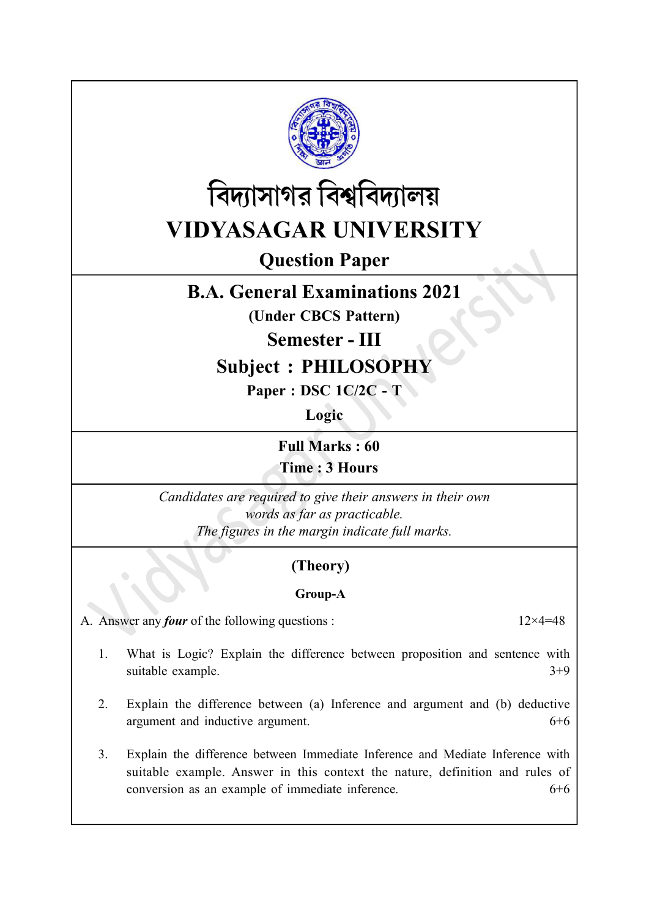# বিদ্যাসাগর বিশ্ববিদ্যালয়

# VIDYASAGAR UNIVERSITY

## Question Paper

## B.A. General Examinations 2021

**(Under CBCS Pattern)**

## Semester - III

## Subject : PHILOSOPHY

**Paper : DSC 1C/2C - T**

**Logic**

**Full Marks : 60**

**Time : 3 Hours**

*Candidates are required to give their answers in their own words as far as practicable.*

*The figures in the margin indicate full marks.*

### (Theory)

#### Group-A

A. Answer any ***four*** of the following questions : 12×4=48

1. What is Logic? Explain the difference between proposition and sentence with suitable example. 3+9

2. Explain the difference between (a) Inference and argument and (b) deductive argument and inductive argument. 6+6

3. Explain the difference between Immediate Inference and Mediate Inference with suitable example. Answer in this context the nature, definition and rules of conversion as an example of immediate inference. 6+6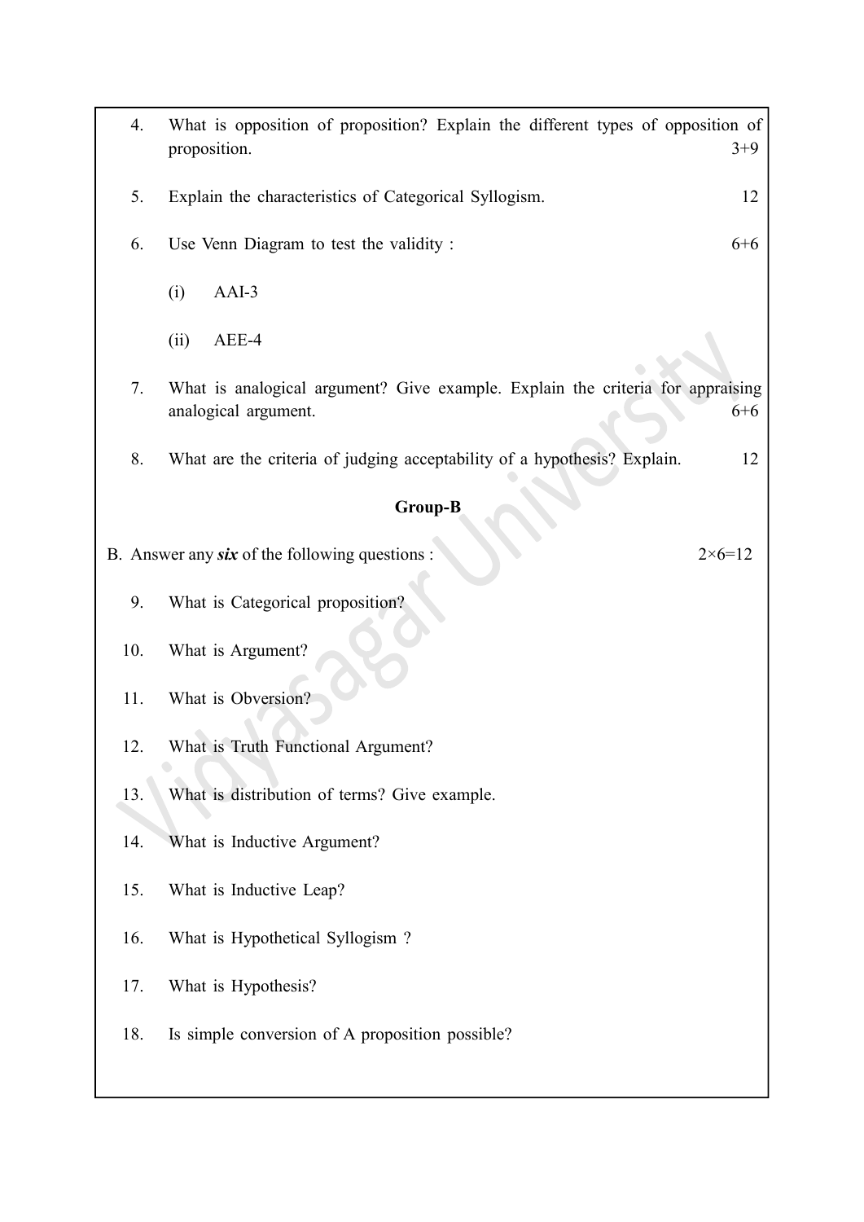4. What is opposition of proposition? Explain the different types of opposition of proposition. 3+9

5. Explain the characteristics of Categorical Syllogism. 12

6. Use Venn Diagram to test the validity : 6+6

   (i) AAI-3

   (ii) AEE-4

7. What is analogical argument? Give example. Explain the criteria for appraising analogical argument. 6+6

8. What are the criteria of judging acceptability of a hypothesis? Explain. 12

## Group-B

B. Answer any ***six*** of the following questions : 2×6=12

9. What is Categorical proposition?

10. What is Argument?

11. What is Obversion?

12. What is Truth Functional Argument?

13. What is distribution of terms? Give example.

14. What is Inductive Argument?

15. What is Inductive Leap?

16. What is Hypothetical Syllogism ?

17. What is Hypothesis?

18. Is simple conversion of A proposition possible?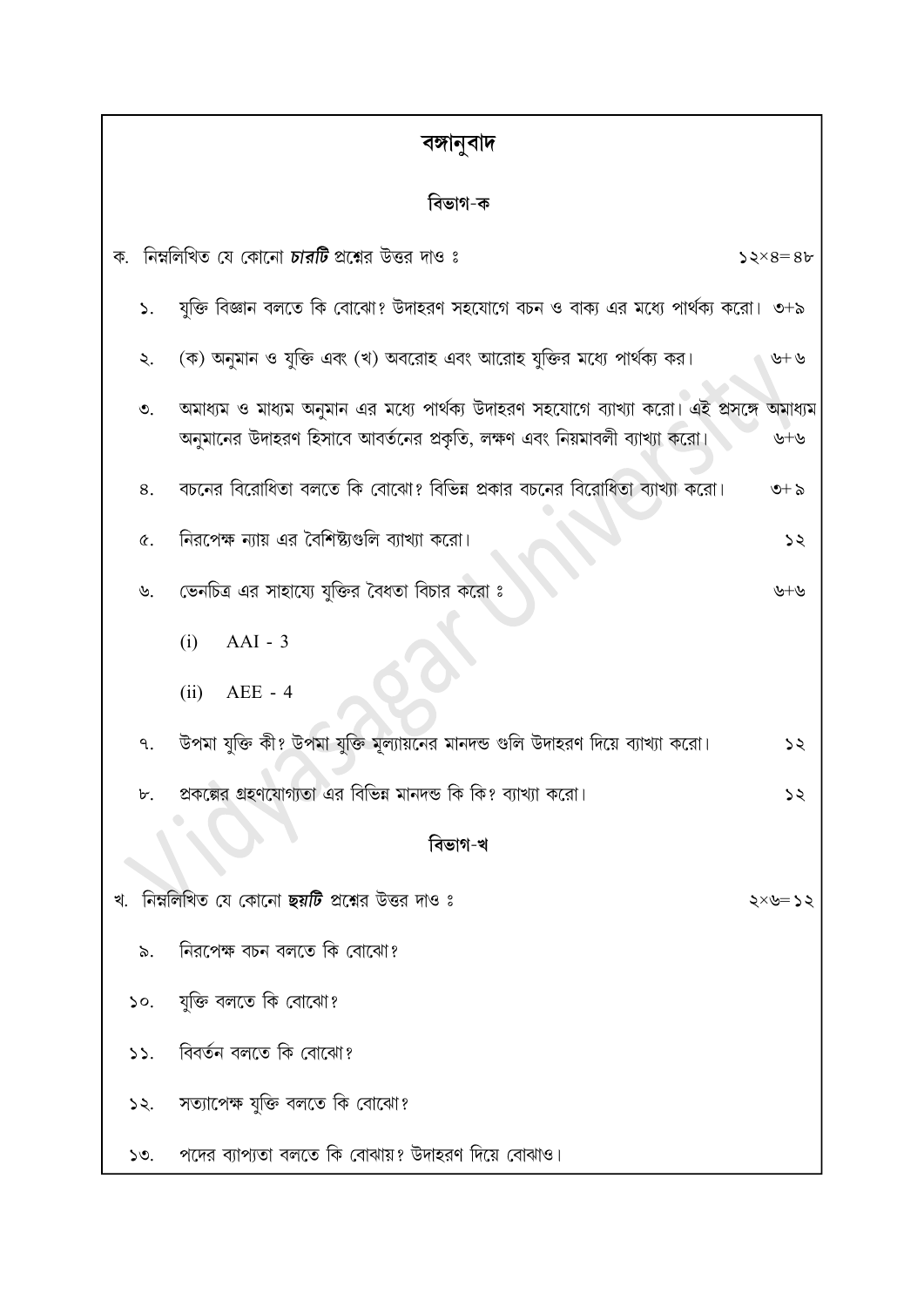# বঙ্গানুবাদ

## বিভাগ-ক

ক. নিম্নলিখিত যে কোনো ***চারটি*** প্রশ্নের উত্তর দাও ঃ ১২×৪=৪৮

১. যুক্তি বিজ্ঞান বলতে কি বোঝো? উদাহরণ সহযোগে বচন ও বাক্য এর মধ্যে পার্থক্য করো। ৩+৯

২. (ক) অনুমান ও যুক্তি এবং (খ) অবরোহ এবং আরোহ যুক্তির মধ্যে পার্থক্য কর। ৬+৬

৩. অমাধ্যম ও মাধ্যম অনুমান এর মধ্যে পার্থক্য উদাহরণ সহযোগে ব্যাখ্যা করো। এই প্রসঙ্গে অমাধ্যম অনুমানের উদাহরণ হিসাবে আবর্তনের প্রকৃতি, লক্ষণ এবং নিয়মাবলী ব্যাখ্যা করো। ৬+৬

৪. বচনের বিরোধিতা বলতে কি বোঝো? বিভিন্ন প্রকার বচনের বিরোধিতা ব্যাখ্যা করো। ৩+৯

৫. নিরপেক্ষ ন্যায় এর বৈশিষ্ট্যগুলি ব্যাখ্যা করো। ১২

৬. ভেনচিত্র এর সাহায্যে যুক্তির বৈধতা বিচার করো ঃ ৬+৬

(i) AAI - 3

(ii) AEE - 4

৭. উপমা যুক্তি কী? উপমা যুক্তি মূল্যায়নের মানদন্ড গুলি উদাহরণ দিয়ে ব্যাখ্যা করো। ১২

৮. প্রকল্পের গ্রহণযোগ্যতা এর বিভিন্ন মানদন্ড কি কি? ব্যাখ্যা করো। ১২

## বিভাগ-খ

খ. নিম্নলিখিত যে কোনো ***ছয়টি*** প্রশ্নের উত্তর দাও ঃ ২×৬=১২

৯. নিরপেক্ষ বচন বলতে কি বোঝো?

১০. যুক্তি বলতে কি বোঝো?

১১. বিবর্তন বলতে কি বোঝো?

১২. সত্যাপেক্ষ যুক্তি বলতে কি বোঝো?

১৩. পদের ব্যাপ্যতা বলতে কি বোঝায়? উদাহরণ দিয়ে বোঝাও।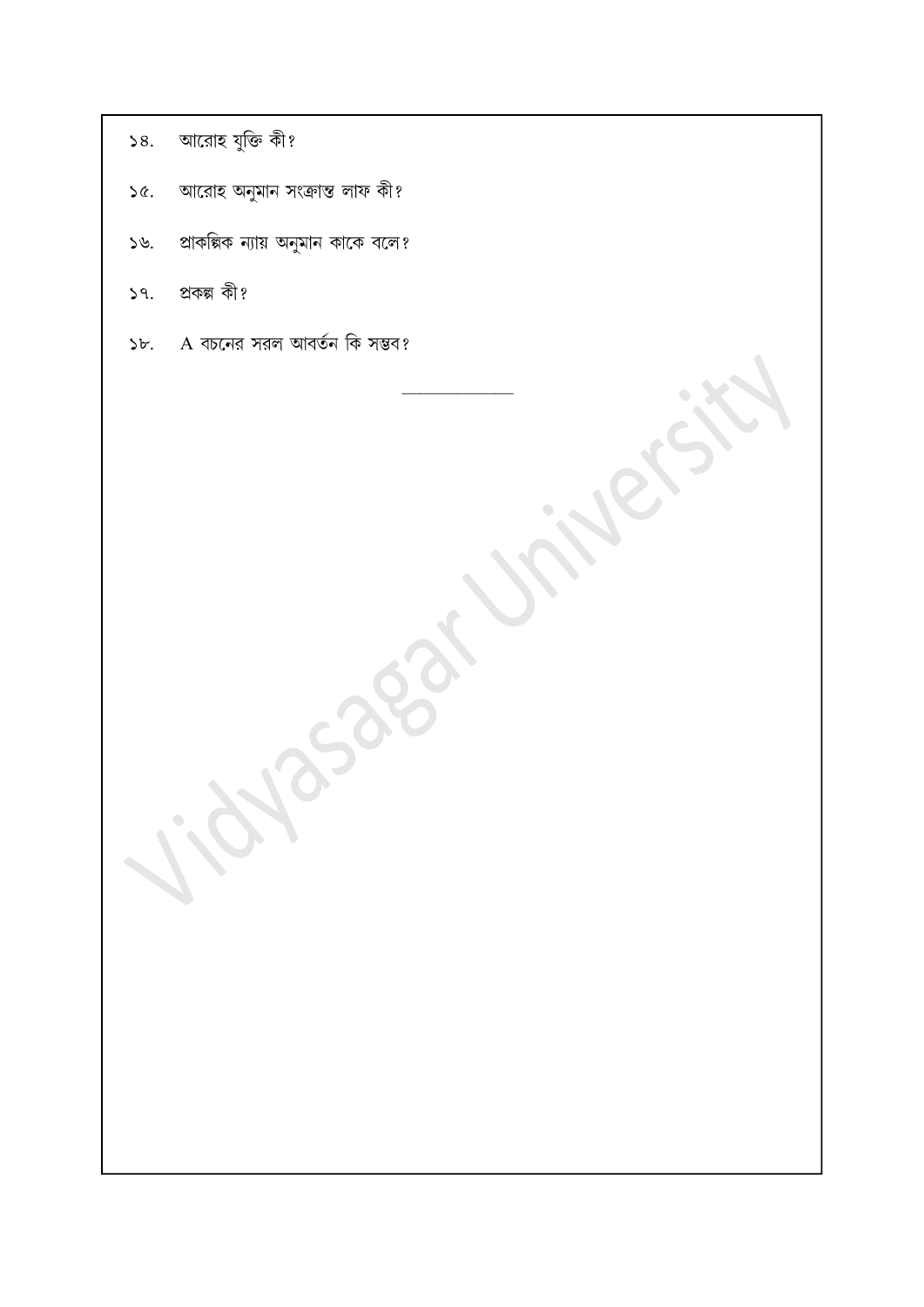১৪. আরোহ যুক্তি কী?

১৫. আরোহ অনুমান সংক্রান্ত লাফ কী?

১৬. প্রাকল্পিক ন্যায় অনুমান কাকে বলে?

১৭. প্রকল্প কী?

১৮. A বচনের সরল আবর্তন কি সম্ভব?

---